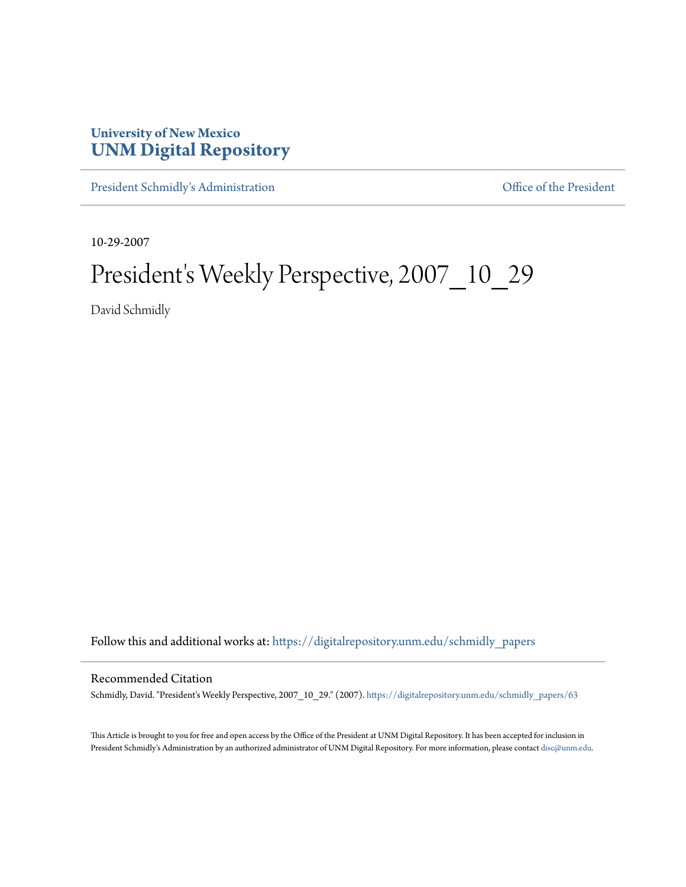University of New Mexico
# UNM Digital Repository

President Schmidly's Administration | Office of the President

10-29-2007

# President's Weekly Perspective, 2007_10_29

David Schmidly

Follow this and additional works at: https://digitalrepository.unm.edu/schmidly_papers

## Recommended Citation

Schmidly, David. "President's Weekly Perspective, 2007_10_29." (2007). https://digitalrepository.unm.edu/schmidly_papers/63

This Article is brought to you for free and open access by the Office of the President at UNM Digital Repository. It has been accepted for inclusion in President Schmidly's Administration by an authorized administrator of UNM Digital Repository. For more information, please contact disc@unm.edu.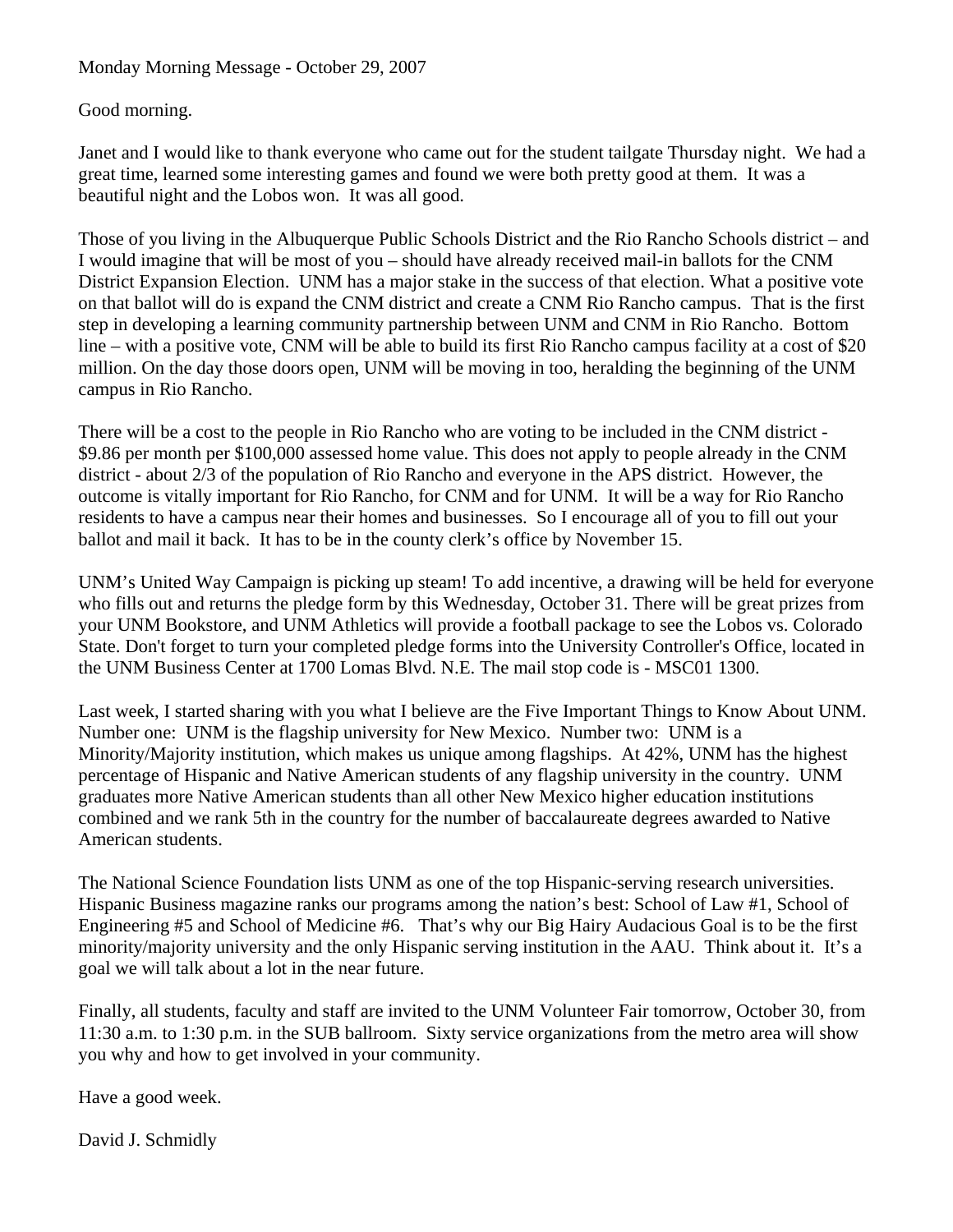Monday Morning Message - October 29, 2007

Good morning.

Janet and I would like to thank everyone who came out for the student tailgate Thursday night. We had a great time, learned some interesting games and found we were both pretty good at them. It was a beautiful night and the Lobos won. It was all good.

Those of you living in the Albuquerque Public Schools District and the Rio Rancho Schools district – and I would imagine that will be most of you – should have already received mail-in ballots for the CNM District Expansion Election. UNM has a major stake in the success of that election. What a positive vote on that ballot will do is expand the CNM district and create a CNM Rio Rancho campus. That is the first step in developing a learning community partnership between UNM and CNM in Rio Rancho. Bottom line – with a positive vote, CNM will be able to build its first Rio Rancho campus facility at a cost of $20 million. On the day those doors open, UNM will be moving in too, heralding the beginning of the UNM campus in Rio Rancho.

There will be a cost to the people in Rio Rancho who are voting to be included in the CNM district - $9.86 per month per $100,000 assessed home value. This does not apply to people already in the CNM district - about 2/3 of the population of Rio Rancho and everyone in the APS district. However, the outcome is vitally important for Rio Rancho, for CNM and for UNM. It will be a way for Rio Rancho residents to have a campus near their homes and businesses. So I encourage all of you to fill out your ballot and mail it back. It has to be in the county clerk's office by November 15.

UNM's United Way Campaign is picking up steam! To add incentive, a drawing will be held for everyone who fills out and returns the pledge form by this Wednesday, October 31. There will be great prizes from your UNM Bookstore, and UNM Athletics will provide a football package to see the Lobos vs. Colorado State. Don't forget to turn your completed pledge forms into the University Controller's Office, located in the UNM Business Center at 1700 Lomas Blvd. N.E. The mail stop code is - MSC01 1300.

Last week, I started sharing with you what I believe are the Five Important Things to Know About UNM. Number one: UNM is the flagship university for New Mexico. Number two: UNM is a Minority/Majority institution, which makes us unique among flagships. At 42%, UNM has the highest percentage of Hispanic and Native American students of any flagship university in the country. UNM graduates more Native American students than all other New Mexico higher education institutions combined and we rank 5th in the country for the number of baccalaureate degrees awarded to Native American students.

The National Science Foundation lists UNM as one of the top Hispanic-serving research universities. Hispanic Business magazine ranks our programs among the nation's best: School of Law #1, School of Engineering #5 and School of Medicine #6. That's why our Big Hairy Audacious Goal is to be the first minority/majority university and the only Hispanic serving institution in the AAU. Think about it. It's a goal we will talk about a lot in the near future.

Finally, all students, faculty and staff are invited to the UNM Volunteer Fair tomorrow, October 30, from 11:30 a.m. to 1:30 p.m. in the SUB ballroom. Sixty service organizations from the metro area will show you why and how to get involved in your community.

Have a good week.

David J. Schmidly